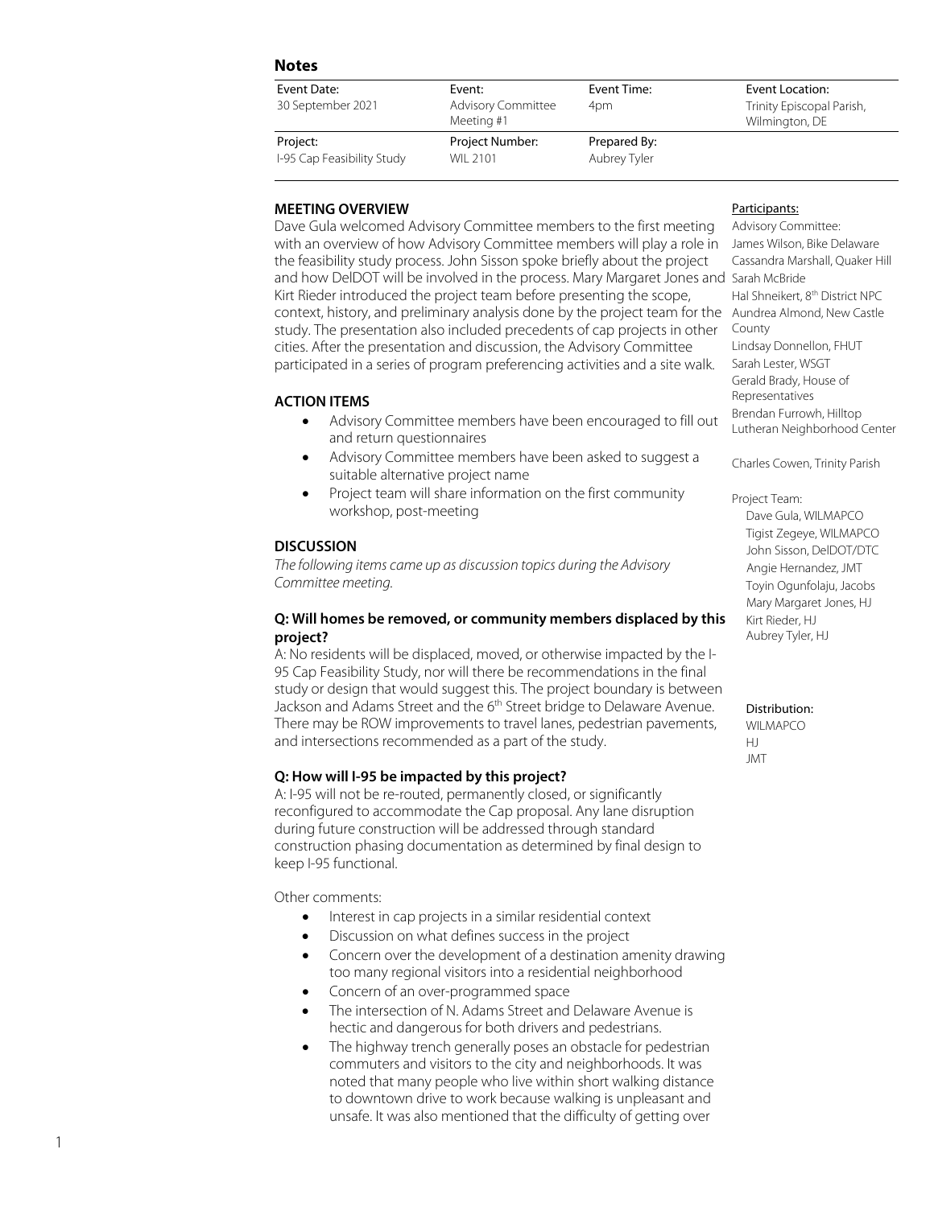## Notes

| Event Date: | Event: | Event Time: | Event Location: |
|---|---|---|---|
| 30 September 2021 | Advisory Committee Meeting #1 | 4pm | Trinity Episcopal Parish, Wilmington, DE |
| **Project:** | **Project Number:** | **Prepared By:** | |
| I-95 Cap Feasibility Study | WIL 2101 | Aubrey Tyler | |

### MEETING OVERVIEW

Dave Gula welcomed Advisory Committee members to the first meeting with an overview of how Advisory Committee members will play a role in the feasibility study process. John Sisson spoke briefly about the project and how DelDOT will be involved in the process. Mary Margaret Jones and Kirt Rieder introduced the project team before presenting the scope, context, history, and preliminary analysis done by the project team for the study. The presentation also included precedents of cap projects in other cities. After the presentation and discussion, the Advisory Committee participated in a series of program preferencing activities and a site walk.

### ACTION ITEMS

- Advisory Committee members have been encouraged to fill out and return questionnaires
- Advisory Committee members have been asked to suggest a suitable alternative project name
- Project team will share information on the first community workshop, post-meeting

### DISCUSSION

*The following items came up as discussion topics during the Advisory Committee meeting.*

**Q: Will homes be removed, or community members displaced by this project?**

A: No residents will be displaced, moved, or otherwise impacted by the I-95 Cap Feasibility Study, nor will there be recommendations in the final study or design that would suggest this. The project boundary is between Jackson and Adams Street and the 6th Street bridge to Delaware Avenue. There may be ROW improvements to travel lanes, pedestrian pavements, and intersections recommended as a part of the study.

**Q: How will I-95 be impacted by this project?**

A: I-95 will not be re-routed, permanently closed, or significantly reconfigured to accommodate the Cap proposal. Any lane disruption during future construction will be addressed through standard construction phasing documentation as determined by final design to keep I-95 functional.

Other comments:

- Interest in cap projects in a similar residential context
- Discussion on what defines success in the project
- Concern over the development of a destination amenity drawing too many regional visitors into a residential neighborhood
- Concern of an over-programmed space
- The intersection of N. Adams Street and Delaware Avenue is hectic and dangerous for both drivers and pedestrians.
- The highway trench generally poses an obstacle for pedestrian commuters and visitors to the city and neighborhoods. It was noted that many people who live within short walking distance to downtown drive to work because walking is unpleasant and unsafe. It was also mentioned that the difficulty of getting over

**Participants:**

Advisory Committee:
James Wilson, Bike Delaware
Cassandra Marshall, Quaker Hill
Sarah McBride
Hal Shneikert, 8th District NPC
Aundrea Almond, New Castle County
Lindsay Donnellon, FHUT
Sarah Lester, WSGT
Gerald Brady, House of Representatives
Brendan Furrowh, Hilltop Lutheran Neighborhood Center

Charles Cowen, Trinity Parish

Project Team:
Dave Gula, WILMAPCO
Tigist Zegeye, WILMAPCO
John Sisson, DelDOT/DTC
Angie Hernandez, JMT
Toyin Ogunfolaju, Jacobs
Mary Margaret Jones, HJ
Kirt Rieder, HJ
Aubrey Tyler, HJ

Distribution:
WILMAPCO
HJ
JMT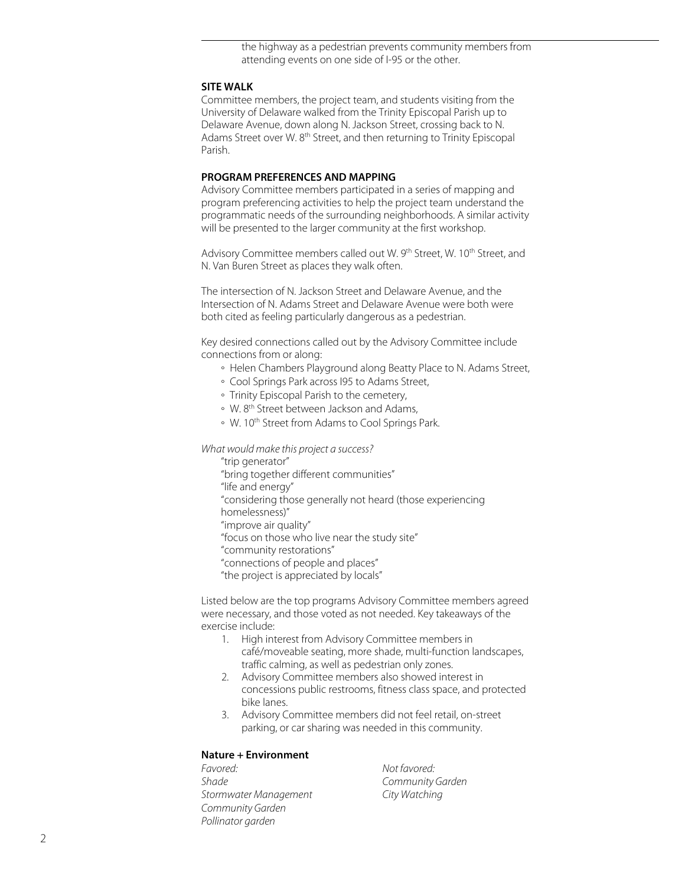the highway as a pedestrian prevents community members from attending events on one side of I-95 or the other.

### SITE WALK

Committee members, the project team, and students visiting from the University of Delaware walked from the Trinity Episcopal Parish up to Delaware Avenue, down along N. Jackson Street, crossing back to N. Adams Street over W. 8th Street, and then returning to Trinity Episcopal Parish.

### PROGRAM PREFERENCES AND MAPPING

Advisory Committee members participated in a series of mapping and program preferencing activities to help the project team understand the programmatic needs of the surrounding neighborhoods. A similar activity will be presented to the larger community at the first workshop.

Advisory Committee members called out W. 9th Street, W. 10th Street, and N. Van Buren Street as places they walk often.

The intersection of N. Jackson Street and Delaware Avenue, and the Intersection of N. Adams Street and Delaware Avenue were both were both cited as feeling particularly dangerous as a pedestrian.

Key desired connections called out by the Advisory Committee include connections from or along:

- Helen Chambers Playground along Beatty Place to N. Adams Street,
- Cool Springs Park across I95 to Adams Street,
- Trinity Episcopal Parish to the cemetery,
- W. 8th Street between Jackson and Adams,
- W. 10th Street from Adams to Cool Springs Park.

*What would make this project a success?*

"trip generator"
"bring together different communities"
"life and energy"
"considering those generally not heard (those experiencing homelessness)"
"improve air quality"
"focus on those who live near the study site"
"community restorations"
"connections of people and places"
"the project is appreciated by locals"

Listed below are the top programs Advisory Committee members agreed were necessary, and those voted as not needed. Key takeaways of the exercise include:

1. High interest from Advisory Committee members in café/moveable seating, more shade, multi-function landscapes, traffic calming, as well as pedestrian only zones.
2. Advisory Committee members also showed interest in concessions public restrooms, fitness class space, and protected bike lanes.
3. Advisory Committee members did not feel retail, on-street parking, or car sharing was needed in this community.

#### Nature + Environment

| *Favored:* | *Not favored:* |
| --- | --- |
| *Shade* | *Community Garden* |
| *Stormwater Management* | *City Watching* |
| *Community Garden* | |
| *Pollinator garden* | |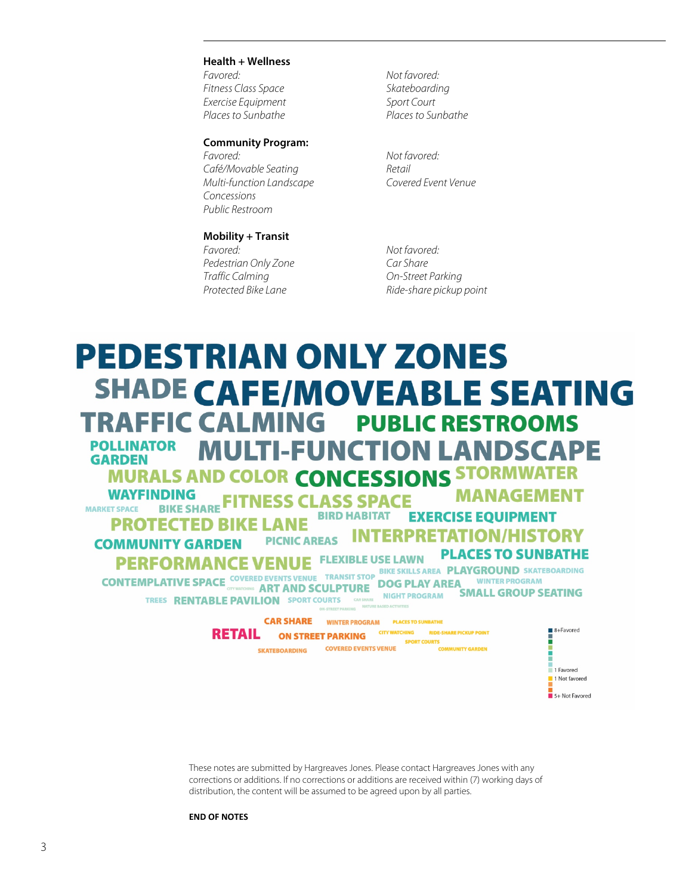**Health + Wellness**

*Favored:*
*Fitness Class Space*
*Exercise Equipment*
*Places to Sunbathe*

*Not favored:*
*Skateboarding*
*Sport Court*
*Places to Sunbathe*

**Community Program:**

*Favored:*
*Café/Movable Seating*
*Multi-function Landscape*
*Concessions*
*Public Restroom*

*Not favored:*
*Retail*
*Covered Event Venue*

**Mobility + Transit**

*Favored:*
*Pedestrian Only Zone*
*Traffic Calming*
*Protected Bike Lane*

*Not favored:*
*Car Share*
*On-Street Parking*
*Ride-share pickup point*

PEDESTRIAN ONLY ZONES
SHADE CAFE/MOVEABLE SEATING
TRAFFIC CALMING PUBLIC RESTROOMS
POLLINATOR GARDEN MULTI-FUNCTION LANDSCAPE
MURALS AND COLOR CONCESSIONS STORMWATER MANAGEMENT
WAYFINDING FITNESS CLASS SPACE
MARKET SPACE BIKE SHARE BIRD HABITAT EXERCISE EQUIPMENT
PROTECTED BIKE LANE
COMMUNITY GARDEN PICNIC AREAS INTERPRETATION/HISTORY
PERFORMANCE VENUE FLEXIBLE USE LAWN PLACES TO SUNBATHE
BIKE SKILLS AREA PLAYGROUND SKATEBOARDING
CONTEMPLATIVE SPACE COVERED EVENTS VENUE TRANSIT STOP CITY WATCHING ART AND SCULPTURE DOG PLAY AREA WINTER PROGRAM
TREES RENTABLE PAVILION SPORT COURTS CAR SHARE NIGHT PROGRAM SMALL GROUP SEATING
ON-STREET PARKING NATURE BASED ACTIVITIES

CAR SHARE WINTER PROGRAM PLACES TO SUNBATHE
RETAIL ON STREET PARKING CITY WATCHING RIDE-SHARE PICKUP POINT
SPORT COURTS
SKATEBOARDING COVERED EVENTS VENUE COMMUNITY GARDEN

8+Favored
1 Favored
1 Not favored
5+ Not Favored

These notes are submitted by Hargreaves Jones. Please contact Hargreaves Jones with any corrections or additions. If no corrections or additions are received within (7) working days of distribution, the content will be assumed to be agreed upon by all parties.

**END OF NOTES**